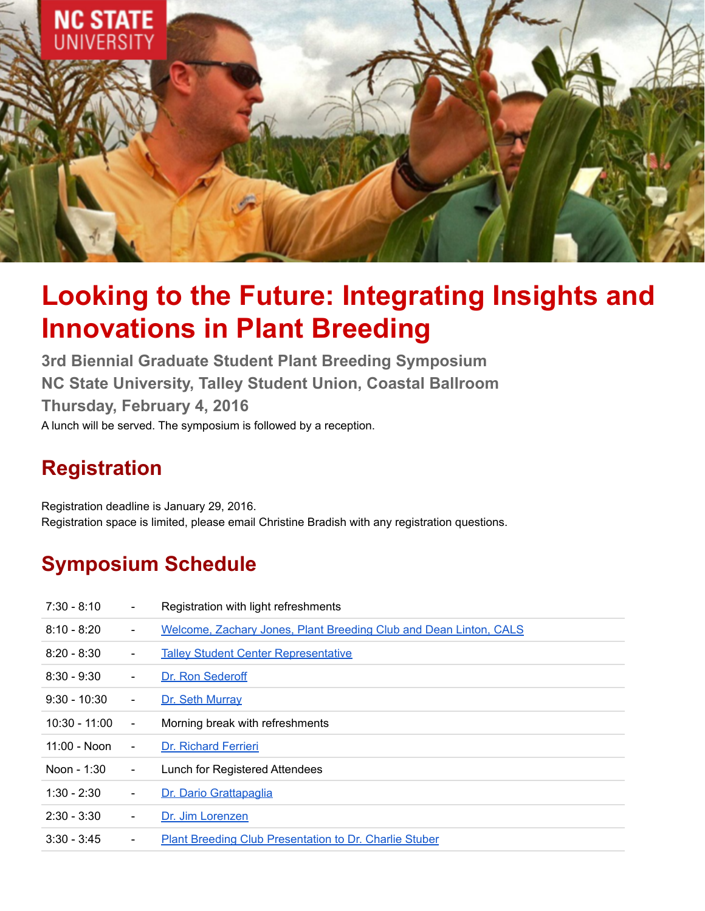NC STATE UNIVERSITY

# Looking to the Future: Integrating Insights and Innovations in Plant Breeding

**3rd Biennial Graduate Student Plant Breeding Symposium**
**NC State University, Talley Student Union, Coastal Ballroom**
**Thursday, February 4, 2016**

A lunch will be served. The symposium is followed by a reception.

## Registration

Registration deadline is January 29, 2016.
Registration space is limited, please email Christine Bradish with any registration questions.

## Symposium Schedule

| | | |
|---|---|---|
| 7:30 - 8:10 | - | Registration with light refreshments |
| 8:10 - 8:20 | - | Welcome, Zachary Jones, Plant Breeding Club and Dean Linton, CALS |
| 8:20 - 8:30 | - | Talley Student Center Representative |
| 8:30 - 9:30 | - | Dr. Ron Sederoff |
| 9:30 - 10:30 | - | Dr. Seth Murray |
| 10:30 - 11:00 | - | Morning break with refreshments |
| 11:00 - Noon | - | Dr. Richard Ferrieri |
| Noon - 1:30 | - | Lunch for Registered Attendees |
| 1:30 - 2:30 | - | Dr. Dario Grattapaglia |
| 2:30 - 3:30 | - | Dr. Jim Lorenzen |
| 3:30 - 3:45 | - | Plant Breeding Club Presentation to Dr. Charlie Stuber |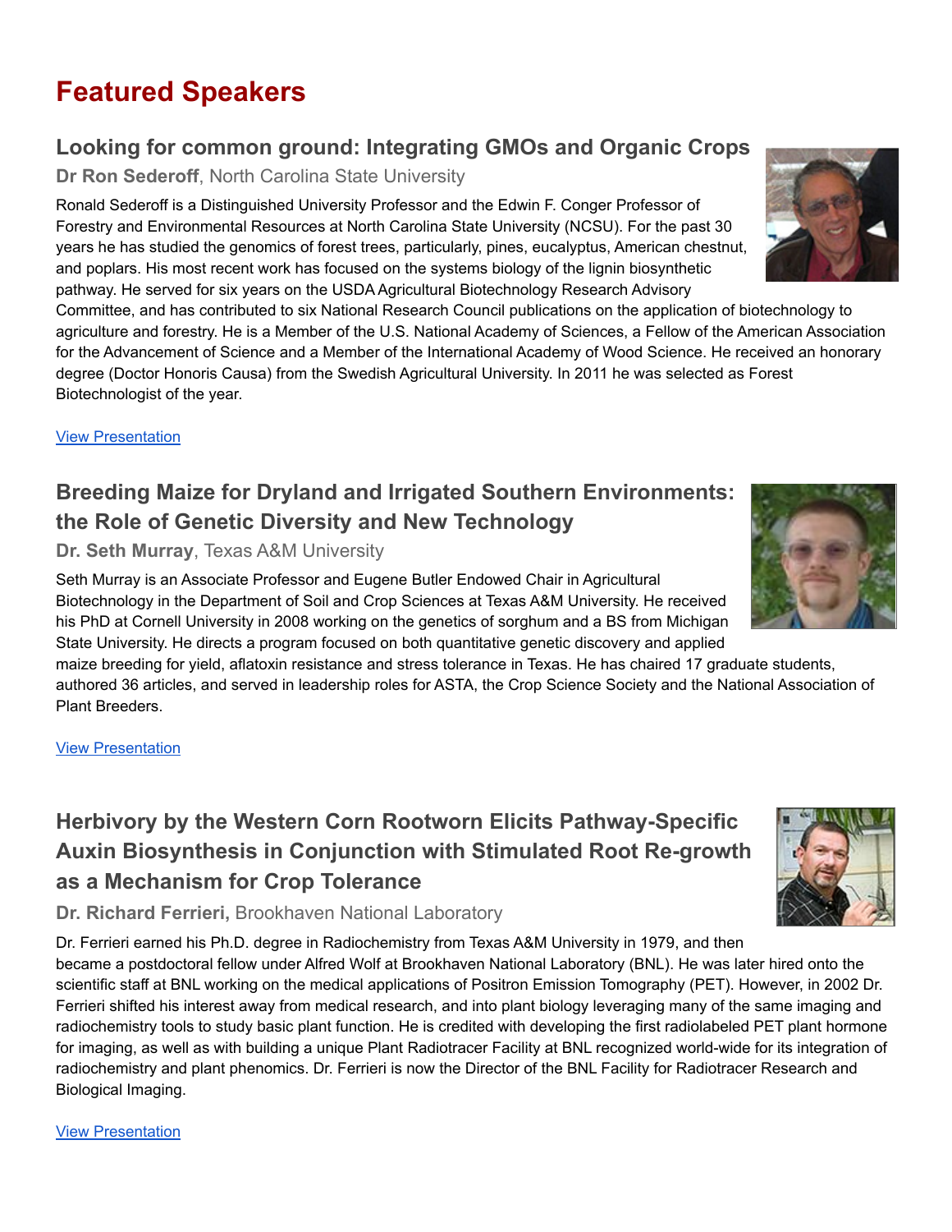# Featured Speakers

## Looking for common ground: Integrating GMOs and Organic Crops

**Dr Ron Sederoff**, North Carolina State University

Ronald Sederoff is a Distinguished University Professor and the Edwin F. Conger Professor of Forestry and Environmental Resources at North Carolina State University (NCSU). For the past 30 years he has studied the genomics of forest trees, particularly, pines, eucalyptus, American chestnut, and poplars. His most recent work has focused on the systems biology of the lignin biosynthetic pathway. He served for six years on the USDA Agricultural Biotechnology Research Advisory Committee, and has contributed to six National Research Council publications on the application of biotechnology to agriculture and forestry. He is a Member of the U.S. National Academy of Sciences, a Fellow of the American Association for the Advancement of Science and a Member of the International Academy of Wood Science. He received an honorary degree (Doctor Honoris Causa) from the Swedish Agricultural University. In 2011 he was selected as Forest Biotechnologist of the year.

View Presentation

## Breeding Maize for Dryland and Irrigated Southern Environments: the Role of Genetic Diversity and New Technology

**Dr. Seth Murray**, Texas A&M University

Seth Murray is an Associate Professor and Eugene Butler Endowed Chair in Agricultural Biotechnology in the Department of Soil and Crop Sciences at Texas A&M University. He received his PhD at Cornell University in 2008 working on the genetics of sorghum and a BS from Michigan State University. He directs a program focused on both quantitative genetic discovery and applied maize breeding for yield, aflatoxin resistance and stress tolerance in Texas. He has chaired 17 graduate students, authored 36 articles, and served in leadership roles for ASTA, the Crop Science Society and the National Association of Plant Breeders.

View Presentation

## Herbivory by the Western Corn Rootworn Elicits Pathway-Specific Auxin Biosynthesis in Conjunction with Stimulated Root Re-growth as a Mechanism for Crop Tolerance

**Dr. Richard Ferrieri,** Brookhaven National Laboratory

Dr. Ferrieri earned his Ph.D. degree in Radiochemistry from Texas A&M University in 1979, and then became a postdoctoral fellow under Alfred Wolf at Brookhaven National Laboratory (BNL). He was later hired onto the scientific staff at BNL working on the medical applications of Positron Emission Tomography (PET). However, in 2002 Dr. Ferrieri shifted his interest away from medical research, and into plant biology leveraging many of the same imaging and radiochemistry tools to study basic plant function. He is credited with developing the first radiolabeled PET plant hormone for imaging, as well as with building a unique Plant Radiotracer Facility at BNL recognized world-wide for its integration of radiochemistry and plant phenomics. Dr. Ferrieri is now the Director of the BNL Facility for Radiotracer Research and Biological Imaging.

View Presentation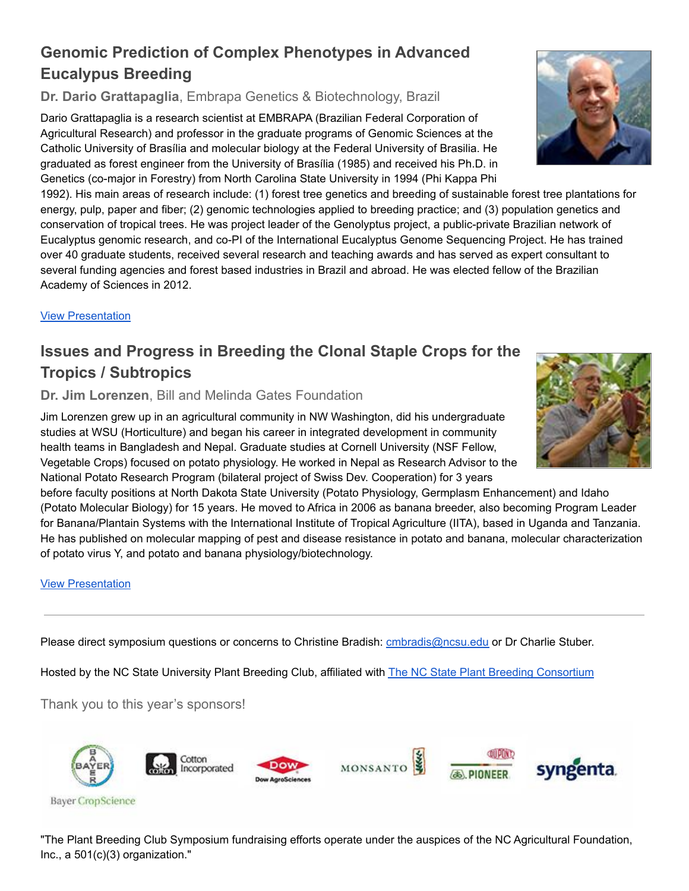## Genomic Prediction of Complex Phenotypes in Advanced Eucalyptus Breeding

### **Dr. Dario Grattapaglia**, Embrapa Genetics & Biotechnology, Brazil

Dario Grattapaglia is a research scientist at EMBRAPA (Brazilian Federal Corporation of Agricultural Research) and professor in the graduate programs of Genomic Sciences at the Catholic University of Brasília and molecular biology at the Federal University of Brasilia. He graduated as forest engineer from the University of Brasília (1985) and received his Ph.D. in Genetics (co-major in Forestry) from North Carolina State University in 1994 (Phi Kappa Phi 1992). His main areas of research include: (1) forest tree genetics and breeding of sustainable forest tree plantations for energy, pulp, paper and fiber; (2) genomic technologies applied to breeding practice; and (3) population genetics and conservation of tropical trees. He was project leader of the Genolyptus project, a public-private Brazilian network of Eucalyptus genomic research, and co-PI of the International Eucalyptus Genome Sequencing Project. He has trained over 40 graduate students, received several research and teaching awards and has served as expert consultant to several funding agencies and forest based industries in Brazil and abroad. He was elected fellow of the Brazilian Academy of Sciences in 2012.

View Presentation

## Issues and Progress in Breeding the Clonal Staple Crops for the Tropics / Subtropics

### **Dr. Jim Lorenzen**, Bill and Melinda Gates Foundation

Jim Lorenzen grew up in an agricultural community in NW Washington, did his undergraduate studies at WSU (Horticulture) and began his career in integrated development in community health teams in Bangladesh and Nepal. Graduate studies at Cornell University (NSF Fellow, Vegetable Crops) focused on potato physiology. He worked in Nepal as Research Advisor to the National Potato Research Program (bilateral project of Swiss Dev. Cooperation) for 3 years before faculty positions at North Dakota State University (Potato Physiology, Germplasm Enhancement) and Idaho (Potato Molecular Biology) for 15 years. He moved to Africa in 2006 as banana breeder, also becoming Program Leader for Banana/Plantain Systems with the International Institute of Tropical Agriculture (IITA), based in Uganda and Tanzania. He has published on molecular mapping of pest and disease resistance in potato and banana, molecular characterization of potato virus Y, and potato and banana physiology/biotechnology.

View Presentation

---

Please direct symposium questions or concerns to Christine Bradish: cmbradis@ncsu.edu or Dr Charlie Stuber.

Hosted by the NC State University Plant Breeding Club, affiliated with The NC State Plant Breeding Consortium

Thank you to this year's sponsors!

Bayer CropScience · Cotton Incorporated · Dow AgroSciences · Monsanto · DuPont Pioneer · Syngenta

"The Plant Breeding Club Symposium fundraising efforts operate under the auspices of the NC Agricultural Foundation, Inc., a 501(c)(3) organization."